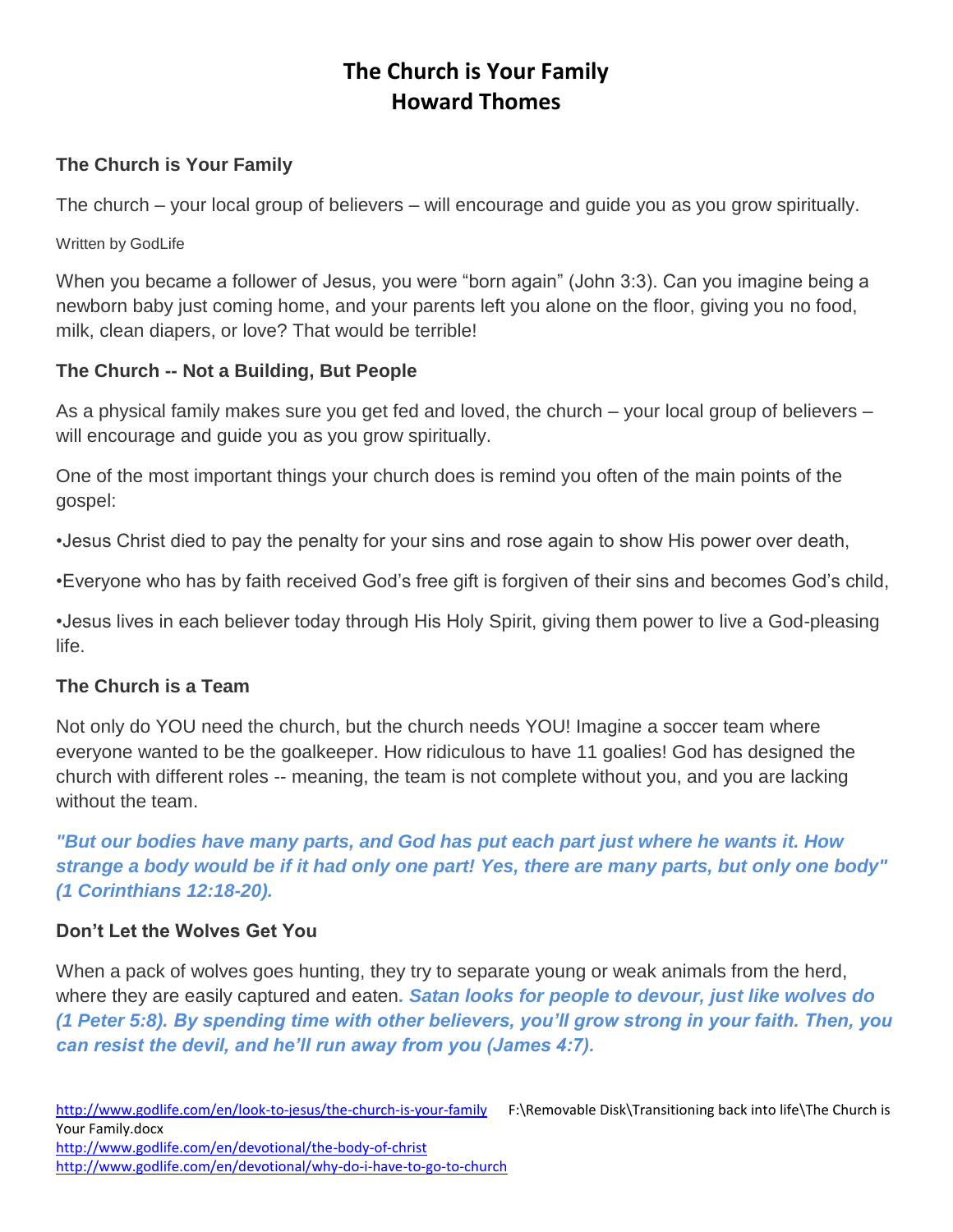# The Church is Your Family
# Howard Thomes

### The Church is Your Family

The church – your local group of believers – will encourage and guide you as you grow spiritually.

Written by GodLife

When you became a follower of Jesus, you were "born again" (John 3:3). Can you imagine being a newborn baby just coming home, and your parents left you alone on the floor, giving you no food, milk, clean diapers, or love? That would be terrible!

### The Church -- Not a Building, But People

As a physical family makes sure you get fed and loved, the church – your local group of believers – will encourage and guide you as you grow spiritually.

One of the most important things your church does is remind you often of the main points of the gospel:

•Jesus Christ died to pay the penalty for your sins and rose again to show His power over death,

•Everyone who has by faith received God's free gift is forgiven of their sins and becomes God's child,

•Jesus lives in each believer today through His Holy Spirit, giving them power to live a God-pleasing life.

### The Church is a Team

Not only do YOU need the church, but the church needs YOU! Imagine a soccer team where everyone wanted to be the goalkeeper. How ridiculous to have 11 goalies! God has designed the church with different roles -- meaning, the team is not complete without you, and you are lacking without the team.

***"But our bodies have many parts, and God has put each part just where he wants it. How strange a body would be if it had only one part! Yes, there are many parts, but only one body" (1 Corinthians 12:18-20).***

### Don't Let the Wolves Get You

When a pack of wolves goes hunting, they try to separate young or weak animals from the herd, where they are easily captured and eaten. ***Satan looks for people to devour, just like wolves do (1 Peter 5:8). By spending time with other believers, you'll grow strong in your faith. Then, you can resist the devil, and he'll run away from you (James 4:7).***

http://www.godlife.com/en/look-to-jesus/the-church-is-your-family F:\Removable Disk\Transitioning back into life\The Church is Your Family.docx
http://www.godlife.com/en/devotional/the-body-of-christ
http://www.godlife.com/en/devotional/why-do-i-have-to-go-to-church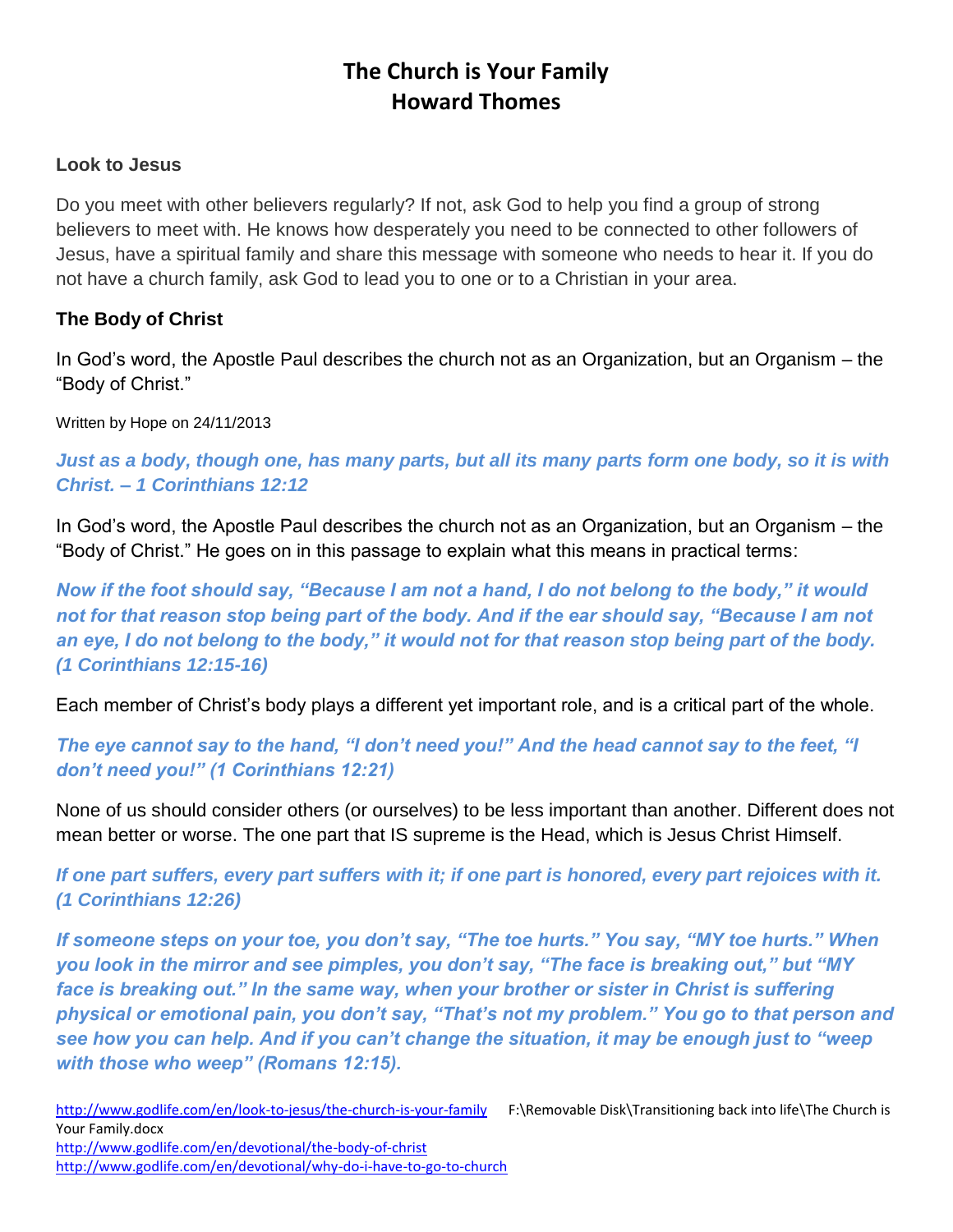# The Church is Your Family
# Howard Thomes

### Look to Jesus

Do you meet with other believers regularly? If not, ask God to help you find a group of strong believers to meet with. He knows how desperately you need to be connected to other followers of Jesus, have a spiritual family and share this message with someone who needs to hear it. If you do not have a church family, ask God to lead you to one or to a Christian in your area.

### The Body of Christ

In God's word, the Apostle Paul describes the church not as an Organization, but an Organism – the "Body of Christ."

Written by Hope on 24/11/2013

***Just as a body, though one, has many parts, but all its many parts form one body, so it is with Christ. – 1 Corinthians 12:12***

In God's word, the Apostle Paul describes the church not as an Organization, but an Organism – the "Body of Christ." He goes on in this passage to explain what this means in practical terms:

***Now if the foot should say, "Because I am not a hand, I do not belong to the body," it would not for that reason stop being part of the body. And if the ear should say, "Because I am not an eye, I do not belong to the body," it would not for that reason stop being part of the body. (1 Corinthians 12:15-16)***

Each member of Christ's body plays a different yet important role, and is a critical part of the whole.

***The eye cannot say to the hand, "I don't need you!" And the head cannot say to the feet, "I don't need you!" (1 Corinthians 12:21)***

None of us should consider others (or ourselves) to be less important than another. Different does not mean better or worse. The one part that IS supreme is the Head, which is Jesus Christ Himself.

***If one part suffers, every part suffers with it; if one part is honored, every part rejoices with it. (1 Corinthians 12:26)***

***If someone steps on your toe, you don't say, "The toe hurts." You say, "MY toe hurts." When you look in the mirror and see pimples, you don't say, "The face is breaking out," but "MY face is breaking out." In the same way, when your brother or sister in Christ is suffering physical or emotional pain, you don't say, "That's not my problem." You go to that person and see how you can help. And if you can't change the situation, it may be enough just to "weep with those who weep" (Romans 12:15).***

http://www.godlife.com/en/look-to-jesus/the-church-is-your-family F:\Removable Disk\Transitioning back into life\The Church is Your Family.docx
http://www.godlife.com/en/devotional/the-body-of-christ
http://www.godlife.com/en/devotional/why-do-i-have-to-go-to-church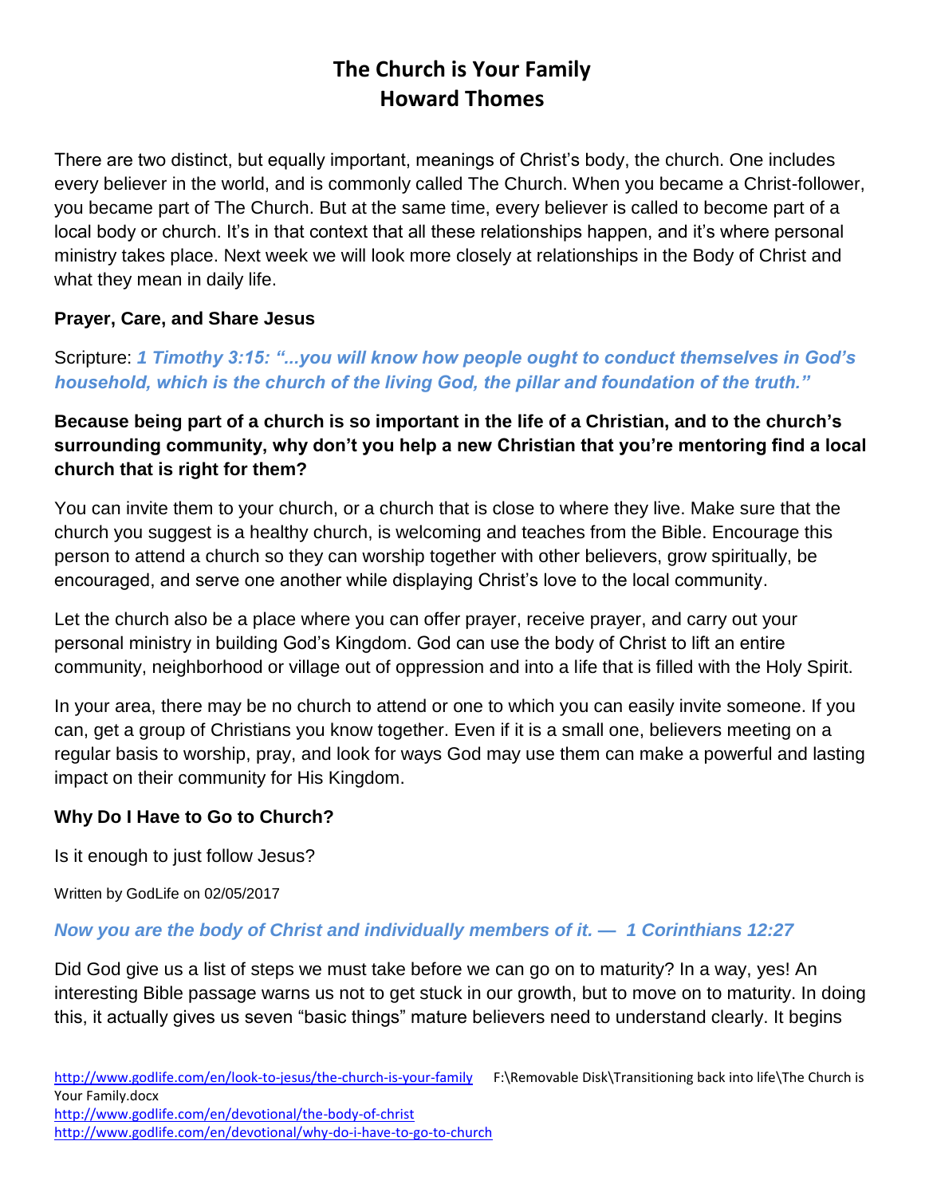# The Church is Your Family
# Howard Thomes

There are two distinct, but equally important, meanings of Christ's body, the church. One includes every believer in the world, and is commonly called The Church. When you became a Christ-follower, you became part of The Church. But at the same time, every believer is called to become part of a local body or church. It's in that context that all these relationships happen, and it's where personal ministry takes place. Next week we will look more closely at relationships in the Body of Christ and what they mean in daily life.

**Prayer, Care, and Share Jesus**

Scripture: ***1 Timothy 3:15: "...you will know how people ought to conduct themselves in God's household, which is the church of the living God, the pillar and foundation of the truth."***

**Because being part of a church is so important in the life of a Christian, and to the church's surrounding community, why don't you help a new Christian that you're mentoring find a local church that is right for them?**

You can invite them to your church, or a church that is close to where they live. Make sure that the church you suggest is a healthy church, is welcoming and teaches from the Bible. Encourage this person to attend a church so they can worship together with other believers, grow spiritually, be encouraged, and serve one another while displaying Christ's love to the local community.

Let the church also be a place where you can offer prayer, receive prayer, and carry out your personal ministry in building God's Kingdom. God can use the body of Christ to lift an entire community, neighborhood or village out of oppression and into a life that is filled with the Holy Spirit.

In your area, there may be no church to attend or one to which you can easily invite someone. If you can, get a group of Christians you know together. Even if it is a small one, believers meeting on a regular basis to worship, pray, and look for ways God may use them can make a powerful and lasting impact on their community for His Kingdom.

**Why Do I Have to Go to Church?**

Is it enough to just follow Jesus?

Written by GodLife on 02/05/2017

***Now you are the body of Christ and individually members of it. — 1 Corinthians 12:27***

Did God give us a list of steps we must take before we can go on to maturity? In a way, yes! An interesting Bible passage warns us not to get stuck in our growth, but to move on to maturity. In doing this, it actually gives us seven "basic things" mature believers need to understand clearly. It begins

http://www.godlife.com/en/look-to-jesus/the-church-is-your-family F:\Removable Disk\Transitioning back into life\The Church is Your Family.docx
http://www.godlife.com/en/devotional/the-body-of-christ
http://www.godlife.com/en/devotional/why-do-i-have-to-go-to-church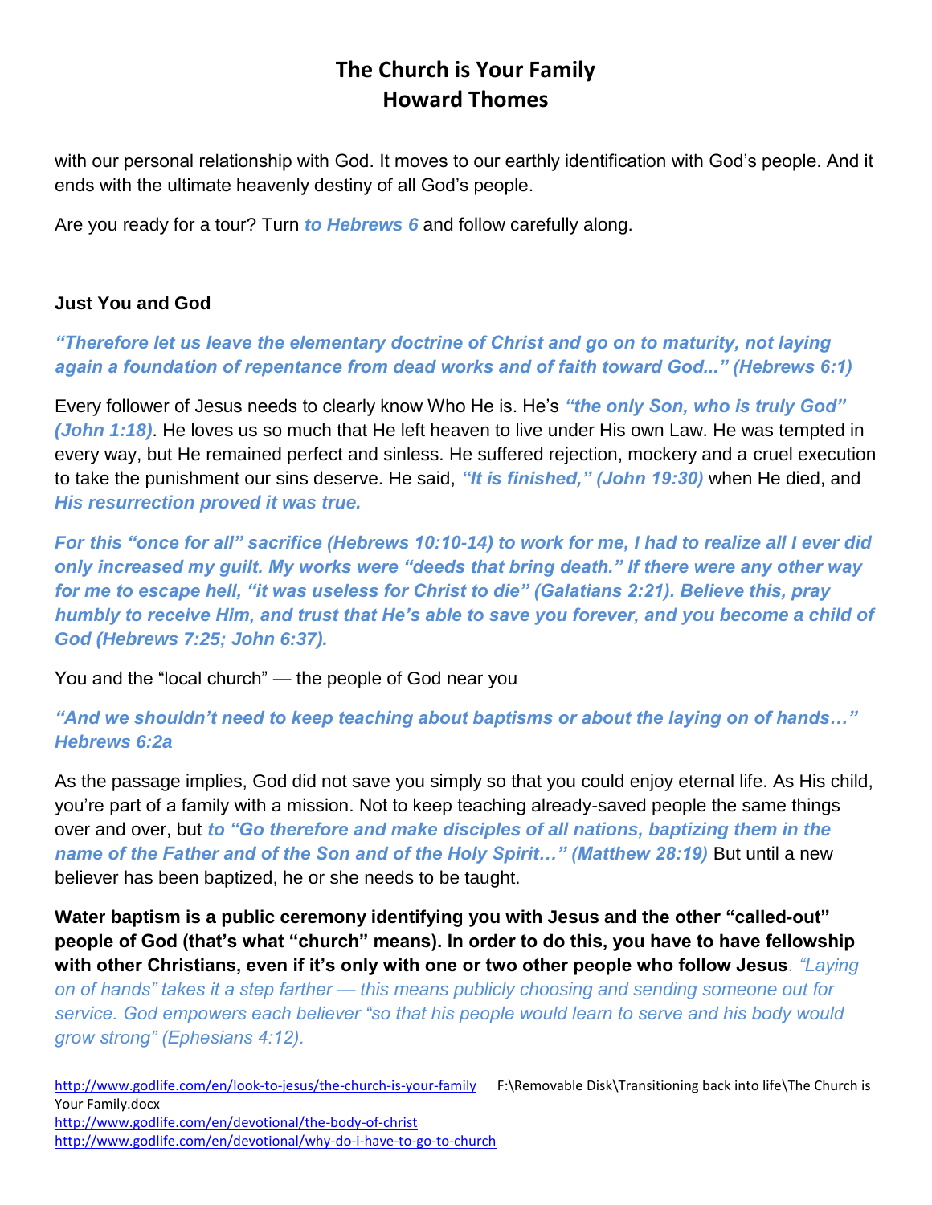with our personal relationship with God. It moves to our earthly identification with God's people. And it ends with the ultimate heavenly destiny of all God's people.

Are you ready for a tour? Turn ***to Hebrews 6*** and follow carefully along.

**Just You and God**

***"Therefore let us leave the elementary doctrine of Christ and go on to maturity, not laying again a foundation of repentance from dead works and of faith toward God..." (Hebrews 6:1)***

Every follower of Jesus needs to clearly know Who He is. He's ***"the only Son, who is truly God" (John 1:18)***. He loves us so much that He left heaven to live under His own Law. He was tempted in every way, but He remained perfect and sinless. He suffered rejection, mockery and a cruel execution to take the punishment our sins deserve. He said, ***"It is finished," (John 19:30)*** when He died, and ***His resurrection proved it was true.***

***For this "once for all" sacrifice (Hebrews 10:10-14) to work for me, I had to realize all I ever did only increased my guilt. My works were "deeds that bring death." If there were any other way for me to escape hell, "it was useless for Christ to die" (Galatians 2:21). Believe this, pray humbly to receive Him, and trust that He's able to save you forever, and you become a child of God (Hebrews 7:25; John 6:37).***

You and the "local church" — the people of God near you

***"And we shouldn't need to keep teaching about baptisms or about the laying on of hands…" Hebrews 6:2a***

As the passage implies, God did not save you simply so that you could enjoy eternal life. As His child, you're part of a family with a mission. Not to keep teaching already-saved people the same things over and over, but ***to "Go therefore and make disciples of all nations, baptizing them in the name of the Father and of the Son and of the Holy Spirit…" (Matthew 28:19)*** But until a new believer has been baptized, he or she needs to be taught.

**Water baptism is a public ceremony identifying you with Jesus and the other "called-out" people of God (that's what "church" means). In order to do this, you have to have fellowship with other Christians, even if it's only with one or two other people who follow Jesus***. "Laying on of hands" takes it a step farther — this means publicly choosing and sending someone out for service. God empowers each believer "so that his people would learn to serve and his body would grow strong" (Ephesians 4:12).*

http://www.godlife.com/en/look-to-jesus/the-church-is-your-family F:\Removable Disk\Transitioning back into life\The Church is Your Family.docx
http://www.godlife.com/en/devotional/the-body-of-christ
http://www.godlife.com/en/devotional/why-do-i-have-to-go-to-church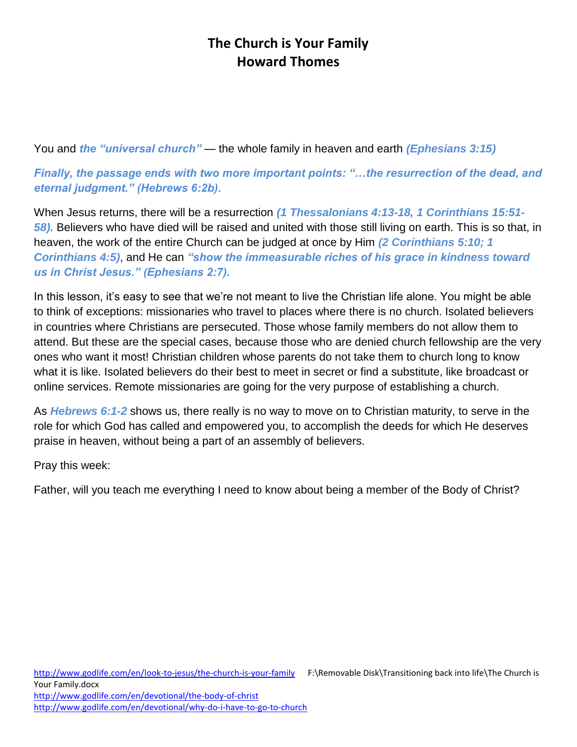**The Church is Your Family**
**Howard Thomes**

You and ***the "universal church"*** — the whole family in heaven and earth ***(Ephesians 3:15)***

***Finally, the passage ends with two more important points: "…the resurrection of the dead, and eternal judgment." (Hebrews 6:2b).***

When Jesus returns, there will be a resurrection ***(1 Thessalonians 4:13-18, 1 Corinthians 15:51-58).*** Believers who have died will be raised and united with those still living on earth. This is so that, in heaven, the work of the entire Church can be judged at once by Him ***(2 Corinthians 5:10; 1 Corinthians 4:5)***, and He can ***"show the immeasurable riches of his grace in kindness toward us in Christ Jesus." (Ephesians 2:7).***

In this lesson, it's easy to see that we're not meant to live the Christian life alone. You might be able to think of exceptions: missionaries who travel to places where there is no church. Isolated believers in countries where Christians are persecuted. Those whose family members do not allow them to attend. But these are the special cases, because those who are denied church fellowship are the very ones who want it most! Christian children whose parents do not take them to church long to know what it is like. Isolated believers do their best to meet in secret or find a substitute, like broadcast or online services. Remote missionaries are going for the very purpose of establishing a church.

As ***Hebrews 6:1-2*** shows us, there really is no way to move on to Christian maturity, to serve in the role for which God has called and empowered you, to accomplish the deeds for which He deserves praise in heaven, without being a part of an assembly of believers.

Pray this week:

Father, will you teach me everything I need to know about being a member of the Body of Christ?

http://www.godlife.com/en/look-to-jesus/the-church-is-your-family F:\Removable Disk\Transitioning back into life\The Church is Your Family.docx
http://www.godlife.com/en/devotional/the-body-of-christ
http://www.godlife.com/en/devotional/why-do-i-have-to-go-to-church